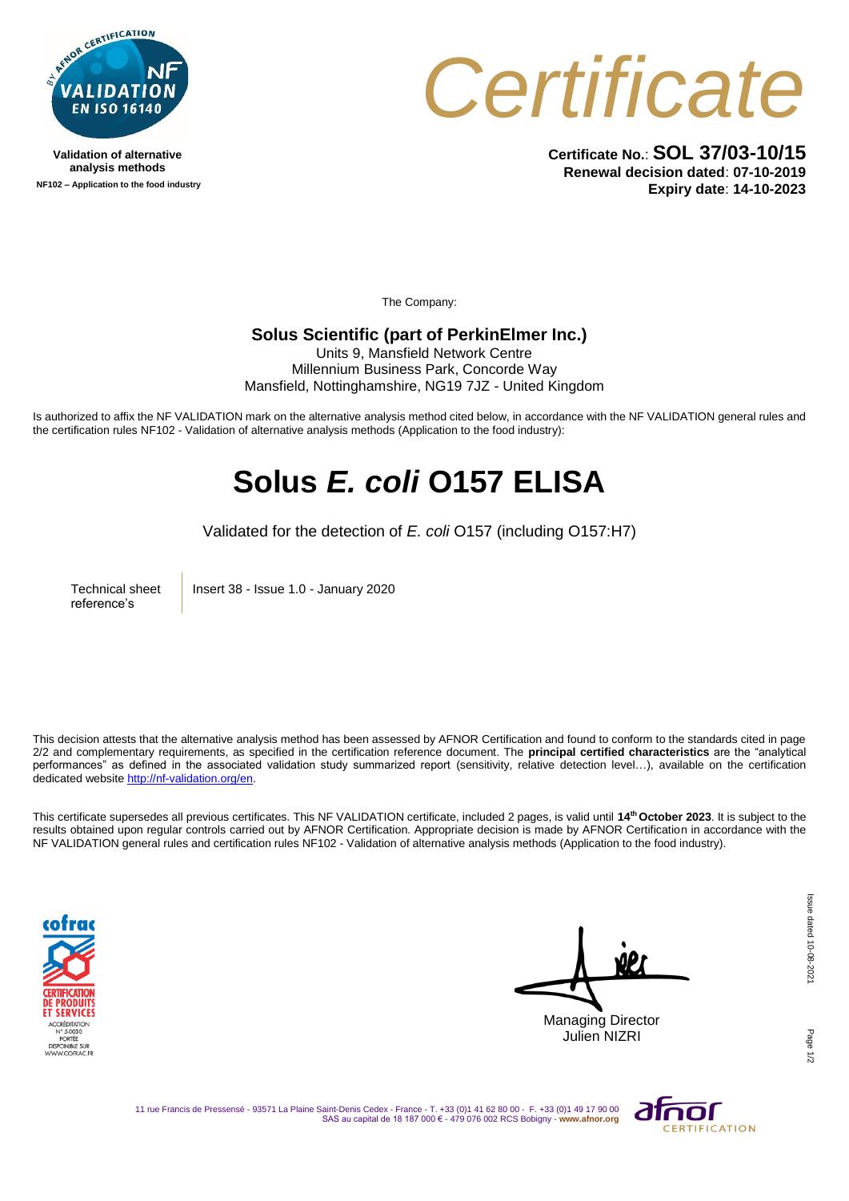Validation of alternative analysis methods

NF102 – Application to the food industry

# Certificate

**Certificate No.**: **SOL 37/03-10/15**
**Renewal decision dated**: **07-10-2019**
**Expiry date**: **14-10-2023**

The Company:

**Solus Scientific (part of PerkinElmer Inc.)**
Units 9, Mansfield Network Centre
Millennium Business Park, Concorde Way
Mansfield, Nottinghamshire, NG19 7JZ - United Kingdom

Is authorized to affix the NF VALIDATION mark on the alternative analysis method cited below, in accordance with the NF VALIDATION general rules and the certification rules NF102 - Validation of alternative analysis methods (Application to the food industry):

# Solus *E. coli* O157 ELISA

Validated for the detection of *E. coli* O157 (including O157:H7)

| Technical sheet reference's | Insert 38 - Issue 1.0 - January 2020 |
|---|---|

This decision attests that the alternative analysis method has been assessed by AFNOR Certification and found to conform to the standards cited in page 2/2 and complementary requirements, as specified in the certification reference document. The **principal certified characteristics** are the "analytical performances" as defined in the associated validation study summarized report (sensitivity, relative detection level…), available on the certification dedicated website http://nf-validation.org/en.

This certificate supersedes all previous certificates. This NF VALIDATION certificate, included 2 pages, is valid until **14th October 2023**. It is subject to the results obtained upon regular controls carried out by AFNOR Certification. Appropriate decision is made by AFNOR Certification in accordance with the NF VALIDATION general rules and certification rules NF102 - Validation of alternative analysis methods (Application to the food industry).

Managing Director
Julien NIZRI

Issue dated 10-08-2021

11 rue Francis de Pressensé - 93571 La Plaine Saint-Denis Cedex - France - T. +33 (0)1 41 62 80 00 - F. +33 (0)1 49 17 90 00
SAS au capital de 18 187 000 € - 479 076 002 RCS Bobigny - www.afnor.org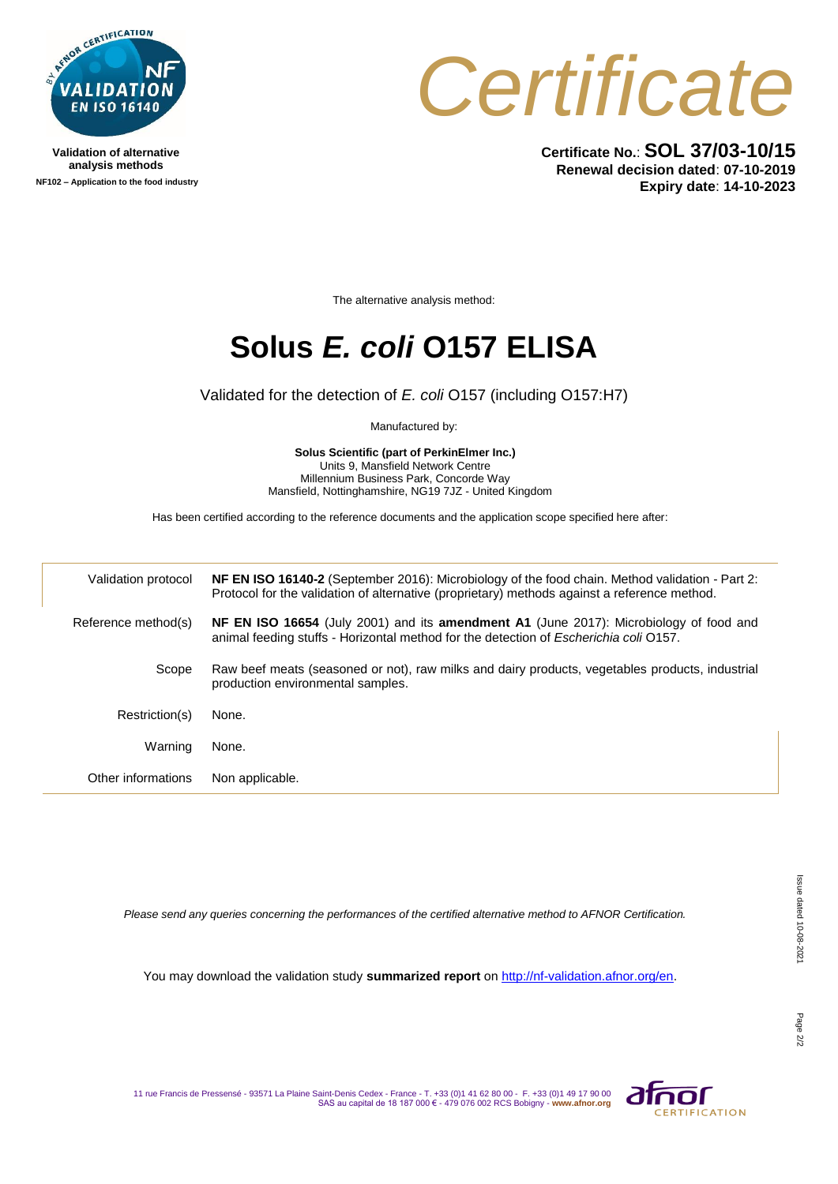Validation of alternative analysis methods

NF102 – Application to the food industry

# Certificate

**Certificate No.**: **SOL 37/03-10/15**
**Renewal decision dated**: **07-10-2019**
**Expiry date**: **14-10-2023**

The alternative analysis method:

# Solus *E. coli* O157 ELISA

Validated for the detection of *E. coli* O157 (including O157:H7)

Manufactured by:

**Solus Scientific (part of PerkinElmer Inc.)**
Units 9, Mansfield Network Centre
Millennium Business Park, Concorde Way
Mansfield, Nottinghamshire, NG19 7JZ - United Kingdom

Has been certified according to the reference documents and the application scope specified here after:

| | |
|---|---|
| Validation protocol | **NF EN ISO 16140-2** (September 2016): Microbiology of the food chain. Method validation - Part 2: Protocol for the validation of alternative (proprietary) methods against a reference method. |
| Reference method(s) | **NF EN ISO 16654** (July 2001) and its **amendment A1** (June 2017): Microbiology of food and animal feeding stuffs - Horizontal method for the detection of *Escherichia coli* O157. |
| Scope | Raw beef meats (seasoned or not), raw milks and dairy products, vegetables products, industrial production environmental samples. |
| Restriction(s) | None. |
| Warning | None. |
| Other informations | Non applicable. |

*Please send any queries concerning the performances of the certified alternative method to AFNOR Certification.*

You may download the validation study **summarized report** on http://nf-validation.afnor.org/en.

Issue dated 10-08-2021

11 rue Francis de Pressensé - 93571 La Plaine Saint-Denis Cedex - France - T. +33 (0)1 41 62 80 00 - F. +33 (0)1 49 17 90 00
SAS au capital de 18 187 000 € - 479 076 002 RCS Bobigny - **www.afnor.org**